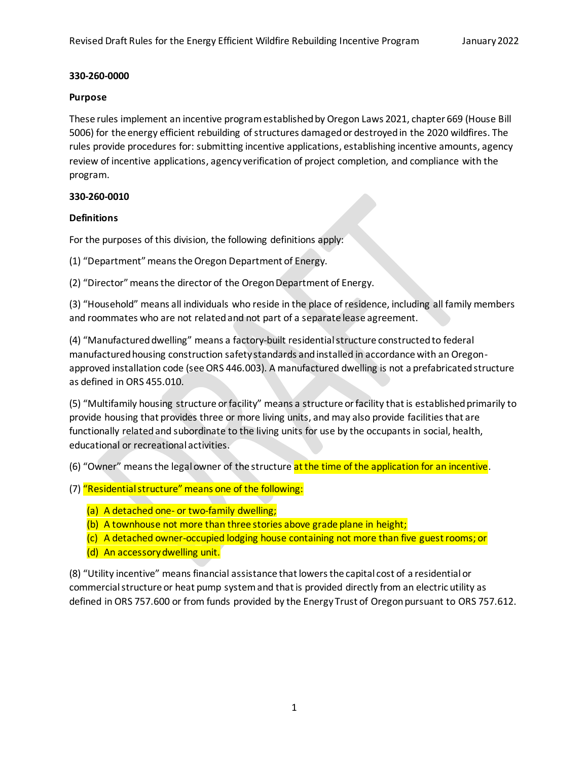**330-260-0000**

**Purpose**

These rules implement an incentive program established by Oregon Laws 2021, chapter 669 (House Bill 5006) for the energy efficient rebuilding of structures damaged or destroyed in the 2020 wildfires. The rules provide procedures for: submitting incentive applications, establishing incentive amounts, agency review of incentive applications, agency verification of project completion, and compliance with the program.

**330-260-0010**

**Definitions**

For the purposes of this division, the following definitions apply:

(1) "Department" means the Oregon Department of Energy.

(2) "Director" means the director of the Oregon Department of Energy.

(3) "Household" means all individuals who reside in the place of residence, including all family members and roommates who are not related and not part of a separate lease agreement.

(4) "Manufactured dwelling" means a factory-built residential structure constructed to federal manufactured housing construction safety standards and installed in accordance with an Oregon-approved installation code (see ORS 446.003). A manufactured dwelling is not a prefabricated structure as defined in ORS 455.010.

(5) "Multifamily housing structure or facility" means a structure or facility that is established primarily to provide housing that provides three or more living units, and may also provide facilities that are functionally related and subordinate to the living units for use by the occupants in social, health, educational or recreational activities.

(6) "Owner" means the legal owner of the structure at the time of the application for an incentive.

(7) "Residential structure" means one of the following:

(a) A detached one- or two-family dwelling;
(b) A townhouse not more than three stories above grade plane in height;
(c) A detached owner-occupied lodging house containing not more than five guest rooms; or
(d) An accessory dwelling unit.

(8) "Utility incentive" means financial assistance that lowers the capital cost of a residential or commercial structure or heat pump system and that is provided directly from an electric utility as defined in ORS 757.600 or from funds provided by the Energy Trust of Oregon pursuant to ORS 757.612.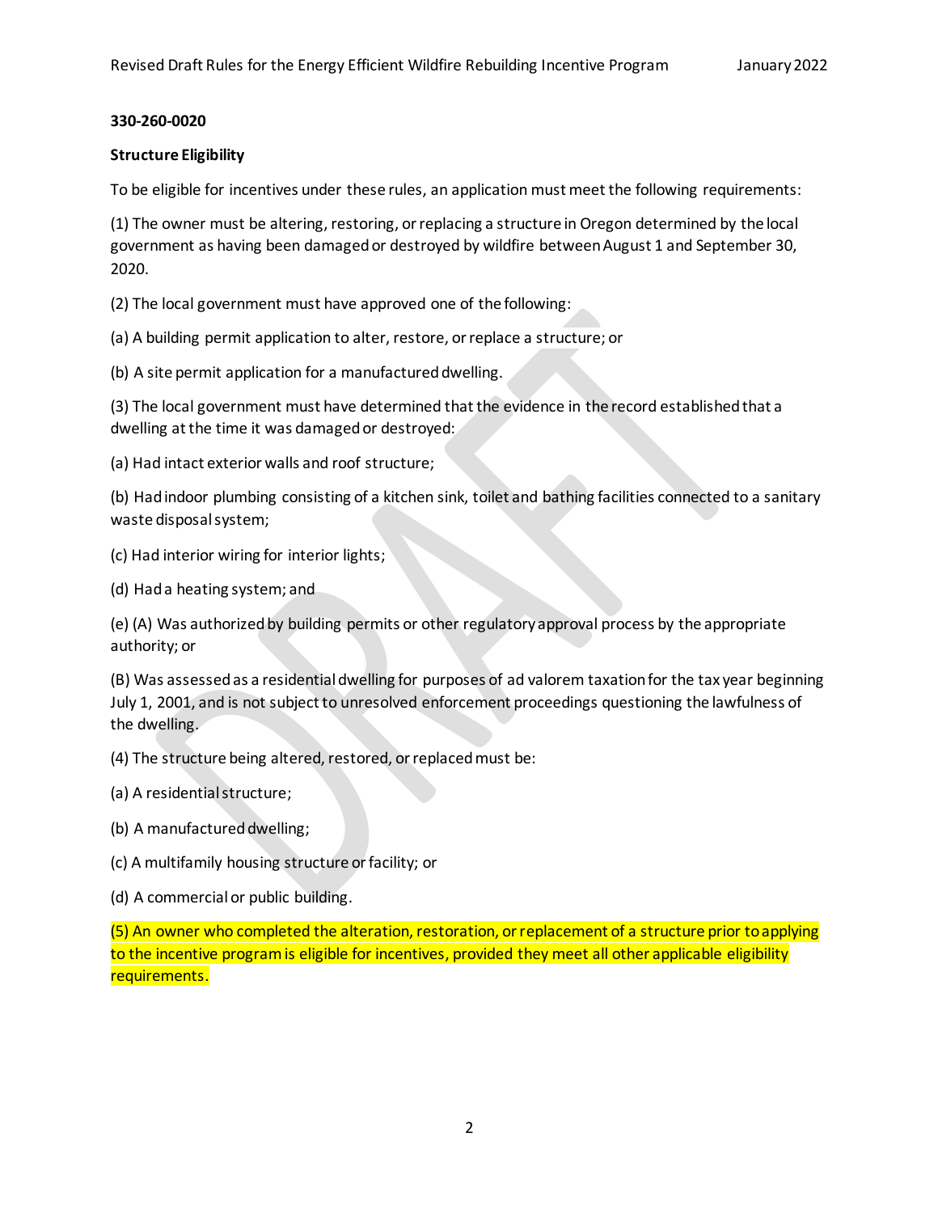**330-260-0020**

**Structure Eligibility**

To be eligible for incentives under these rules, an application must meet the following requirements:

(1) The owner must be altering, restoring, or replacing a structure in Oregon determined by the local government as having been damaged or destroyed by wildfire between August 1 and September 30, 2020.

(2) The local government must have approved one of the following:

(a) A building permit application to alter, restore, or replace a structure; or

(b) A site permit application for a manufactured dwelling.

(3) The local government must have determined that the evidence in the record established that a dwelling at the time it was damaged or destroyed:

(a) Had intact exterior walls and roof structure;

(b) Had indoor plumbing consisting of a kitchen sink, toilet and bathing facilities connected to a sanitary waste disposal system;

(c) Had interior wiring for interior lights;

(d) Had a heating system; and

(e) (A) Was authorized by building permits or other regulatory approval process by the appropriate authority; or

(B) Was assessed as a residential dwelling for purposes of ad valorem taxation for the tax year beginning July 1, 2001, and is not subject to unresolved enforcement proceedings questioning the lawfulness of the dwelling.

(4) The structure being altered, restored, or replaced must be:

(a) A residential structure;

(b) A manufactured dwelling;

(c) A multifamily housing structure or facility; or

(d) A commercial or public building.

(5) An owner who completed the alteration, restoration, or replacement of a structure prior to applying to the incentive program is eligible for incentives, provided they meet all other applicable eligibility requirements.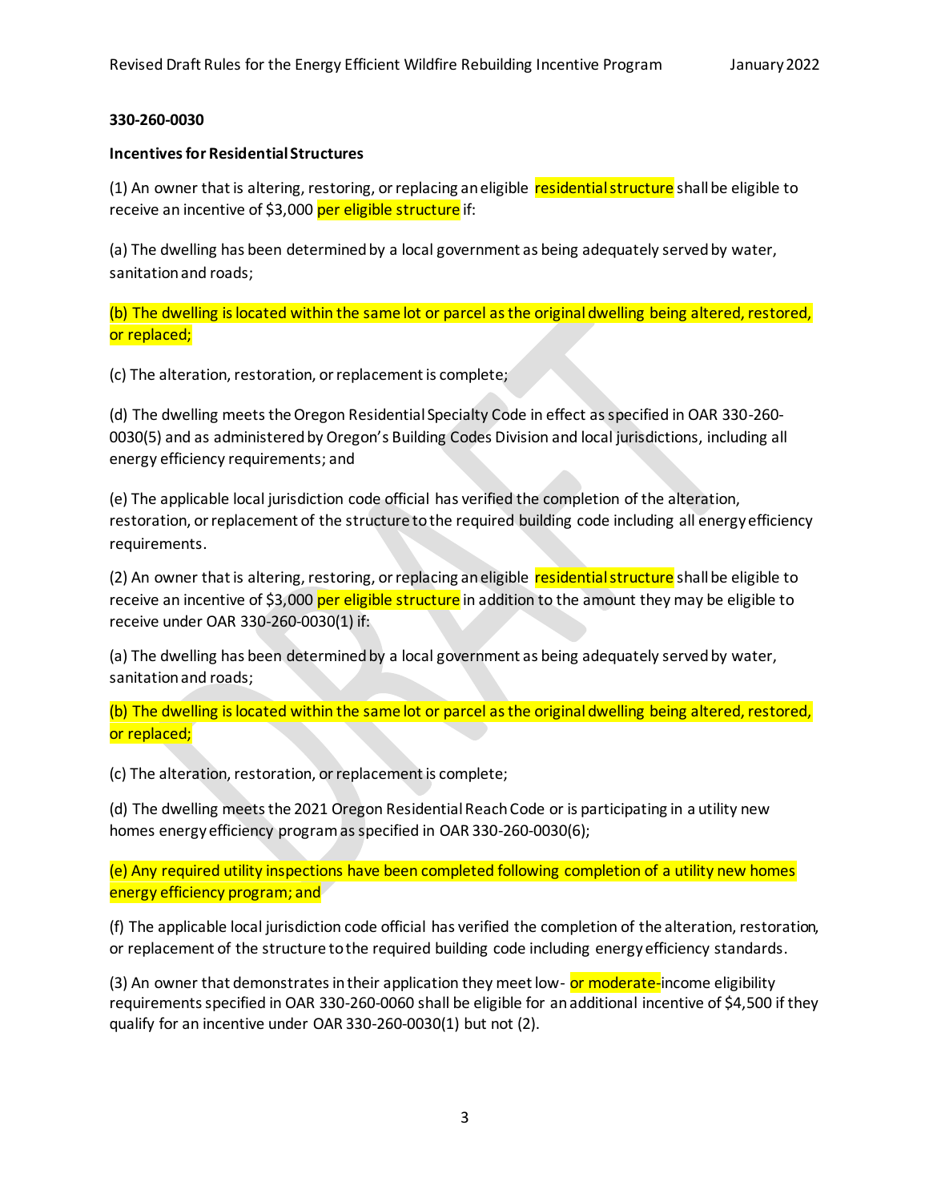**330-260-0030**

**Incentives for Residential Structures**

(1) An owner that is altering, restoring, or replacing an eligible residential structure shall be eligible to receive an incentive of $3,000 per eligible structure if:

(a) The dwelling has been determined by a local government as being adequately served by water, sanitation and roads;

(b) The dwelling is located within the same lot or parcel as the original dwelling being altered, restored, or replaced;

(c) The alteration, restoration, or replacement is complete;

(d) The dwelling meets the Oregon Residential Specialty Code in effect as specified in OAR 330-260-0030(5) and as administered by Oregon's Building Codes Division and local jurisdictions, including all energy efficiency requirements; and

(e) The applicable local jurisdiction code official has verified the completion of the alteration, restoration, or replacement of the structure to the required building code including all energy efficiency requirements.

(2) An owner that is altering, restoring, or replacing an eligible residential structure shall be eligible to receive an incentive of $3,000 per eligible structure in addition to the amount they may be eligible to receive under OAR 330-260-0030(1) if:

(a) The dwelling has been determined by a local government as being adequately served by water, sanitation and roads;

(b) The dwelling is located within the same lot or parcel as the original dwelling being altered, restored, or replaced;

(c) The alteration, restoration, or replacement is complete;

(d) The dwelling meets the 2021 Oregon Residential Reach Code or is participating in a utility new homes energy efficiency program as specified in OAR 330-260-0030(6);

(e) Any required utility inspections have been completed following completion of a utility new homes energy efficiency program; and

(f) The applicable local jurisdiction code official has verified the completion of the alteration, restoration, or replacement of the structure to the required building code including energy efficiency standards.

(3) An owner that demonstrates in their application they meet low- or moderate-income eligibility requirements specified in OAR 330-260-0060 shall be eligible for an additional incentive of $4,500 if they qualify for an incentive under OAR 330-260-0030(1) but not (2).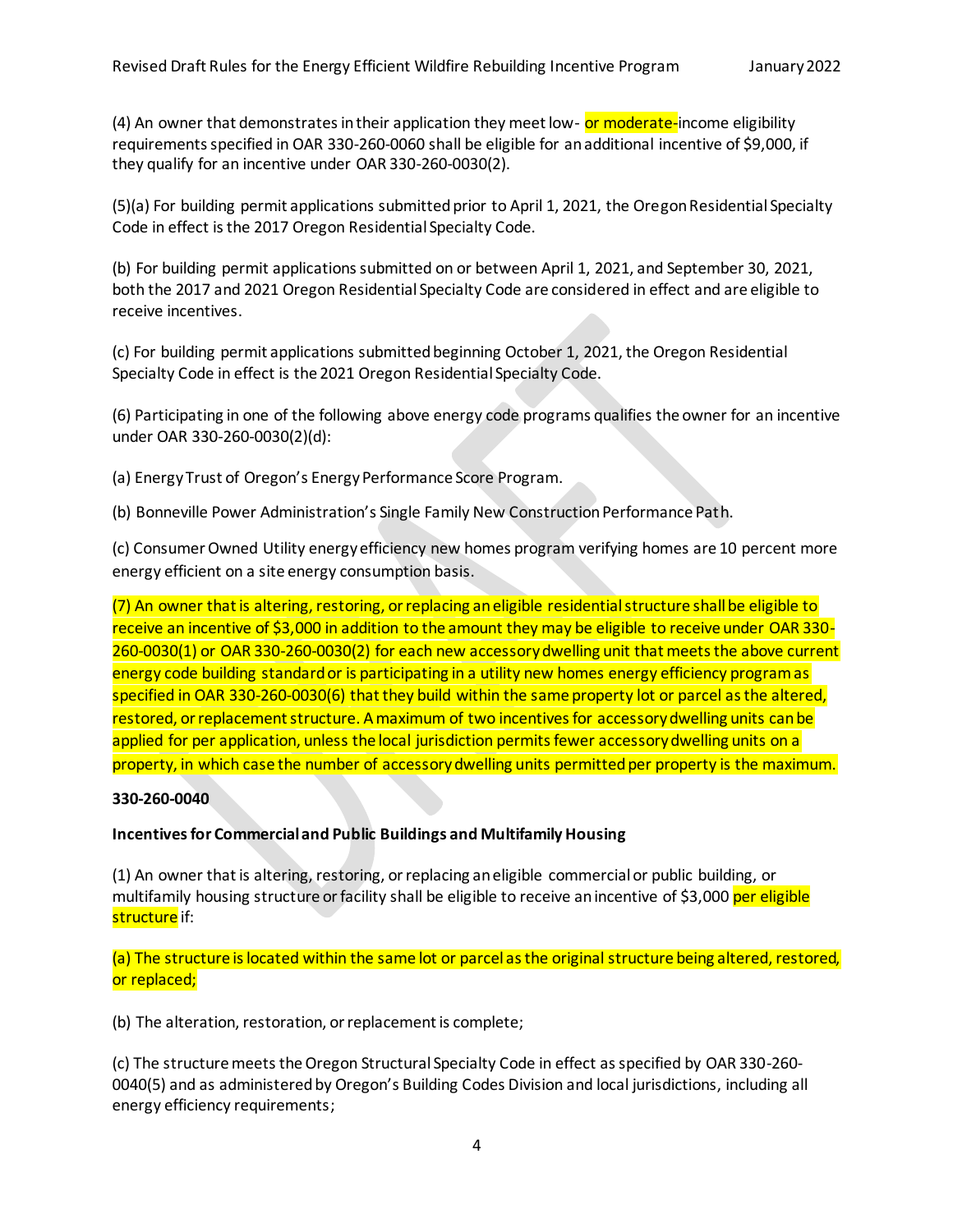(4) An owner that demonstrates in their application they meet low- or moderate-income eligibility requirements specified in OAR 330-260-0060 shall be eligible for an additional incentive of $9,000, if they qualify for an incentive under OAR 330-260-0030(2).

(5)(a) For building permit applications submitted prior to April 1, 2021, the Oregon Residential Specialty Code in effect is the 2017 Oregon Residential Specialty Code.

(b) For building permit applications submitted on or between April 1, 2021, and September 30, 2021, both the 2017 and 2021 Oregon Residential Specialty Code are considered in effect and are eligible to receive incentives.

(c) For building permit applications submitted beginning October 1, 2021, the Oregon Residential Specialty Code in effect is the 2021 Oregon Residential Specialty Code.

(6) Participating in one of the following above energy code programs qualifies the owner for an incentive under OAR 330-260-0030(2)(d):

(a) Energy Trust of Oregon's Energy Performance Score Program.

(b) Bonneville Power Administration's Single Family New Construction Performance Path.

(c) Consumer Owned Utility energy efficiency new homes program verifying homes are 10 percent more energy efficient on a site energy consumption basis.

(7) An owner that is altering, restoring, or replacing an eligible residential structure shall be eligible to receive an incentive of $3,000 in addition to the amount they may be eligible to receive under OAR 330-260-0030(1) or OAR 330-260-0030(2) for each new accessory dwelling unit that meets the above current energy code building standard or is participating in a utility new homes energy efficiency program as specified in OAR 330-260-0030(6) that they build within the same property lot or parcel as the altered, restored, or replacement structure. A maximum of two incentives for accessory dwelling units can be applied for per application, unless the local jurisdiction permits fewer accessory dwelling units on a property, in which case the number of accessory dwelling units permitted per property is the maximum.

**330-260-0040**

**Incentives for Commercial and Public Buildings and Multifamily Housing**

(1) An owner that is altering, restoring, or replacing an eligible commercial or public building, or multifamily housing structure or facility shall be eligible to receive an incentive of $3,000 per eligible structure if:

(a) The structure is located within the same lot or parcel as the original structure being altered, restored, or replaced;

(b) The alteration, restoration, or replacement is complete;

(c) The structure meets the Oregon Structural Specialty Code in effect as specified by OAR 330-260-0040(5) and as administered by Oregon's Building Codes Division and local jurisdictions, including all energy efficiency requirements;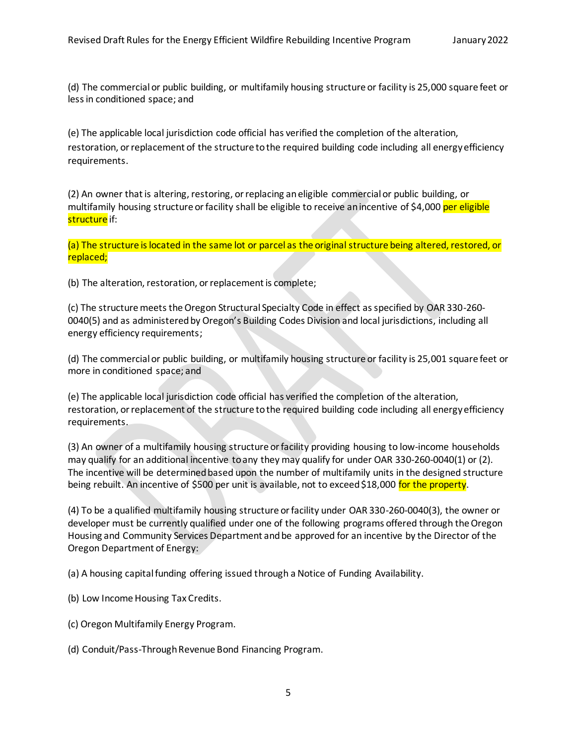(d) The commercial or public building, or multifamily housing structure or facility is 25,000 square feet or less in conditioned space; and

(e) The applicable local jurisdiction code official has verified the completion of the alteration, restoration, or replacement of the structure to the required building code including all energy efficiency requirements.

(2) An owner that is altering, restoring, or replacing an eligible commercial or public building, or multifamily housing structure or facility shall be eligible to receive an incentive of $4,000 per eligible structure if:

(a) The structure is located in the same lot or parcel as the original structure being altered, restored, or replaced;

(b) The alteration, restoration, or replacement is complete;

(c) The structure meets the Oregon Structural Specialty Code in effect as specified by OAR 330-260-0040(5) and as administered by Oregon's Building Codes Division and local jurisdictions, including all energy efficiency requirements;

(d) The commercial or public building, or multifamily housing structure or facility is 25,001 square feet or more in conditioned space; and

(e) The applicable local jurisdiction code official has verified the completion of the alteration, restoration, or replacement of the structure to the required building code including all energy efficiency requirements.

(3) An owner of a multifamily housing structure or facility providing housing to low-income households may qualify for an additional incentive to any they may qualify for under OAR 330-260-0040(1) or (2). The incentive will be determined based upon the number of multifamily units in the designed structure being rebuilt. An incentive of $500 per unit is available, not to exceed $18,000 for the property.

(4) To be a qualified multifamily housing structure or facility under OAR 330-260-0040(3), the owner or developer must be currently qualified under one of the following programs offered through the Oregon Housing and Community Services Department and be approved for an incentive by the Director of the Oregon Department of Energy:

(a) A housing capital funding offering issued through a Notice of Funding Availability.

(b) Low Income Housing Tax Credits.

(c) Oregon Multifamily Energy Program.

(d) Conduit/Pass-Through Revenue Bond Financing Program.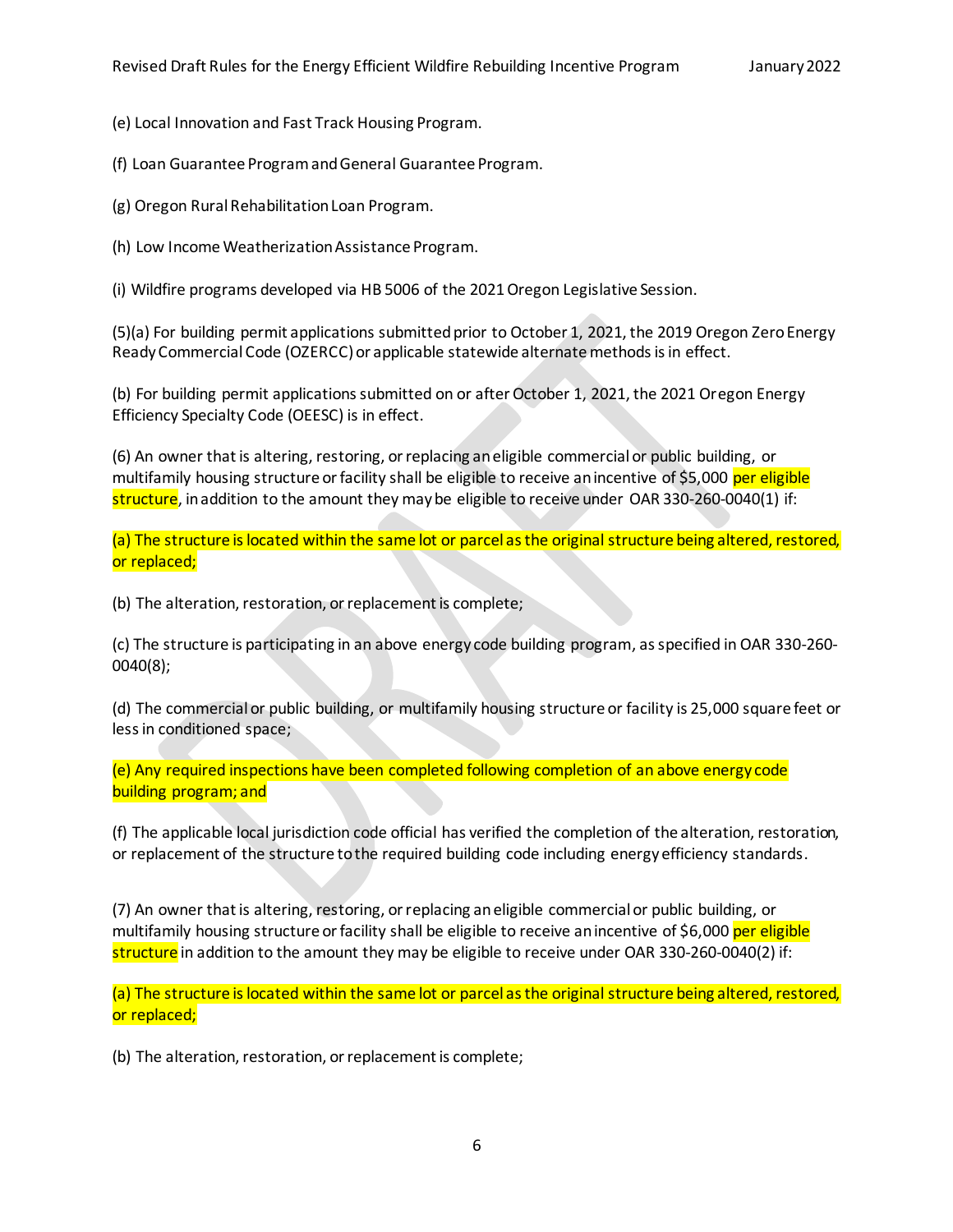(e) Local Innovation and Fast Track Housing Program.

(f) Loan Guarantee Program and General Guarantee Program.

(g) Oregon Rural Rehabilitation Loan Program.

(h) Low Income Weatherization Assistance Program.

(i) Wildfire programs developed via HB 5006 of the 2021 Oregon Legislative Session.

(5)(a) For building permit applications submitted prior to October 1, 2021, the 2019 Oregon Zero Energy Ready Commercial Code (OZERCC) or applicable statewide alternate methods is in effect.

(b) For building permit applications submitted on or after October 1, 2021, the 2021 Oregon Energy Efficiency Specialty Code (OEESC) is in effect.

(6) An owner that is altering, restoring, or replacing an eligible commercial or public building, or multifamily housing structure or facility shall be eligible to receive an incentive of $5,000 per eligible structure, in addition to the amount they may be eligible to receive under OAR 330-260-0040(1) if:

(a) The structure is located within the same lot or parcel as the original structure being altered, restored, or replaced;

(b) The alteration, restoration, or replacement is complete;

(c) The structure is participating in an above energy code building program, as specified in OAR 330-260-0040(8);

(d) The commercial or public building, or multifamily housing structure or facility is 25,000 square feet or less in conditioned space;

(e) Any required inspections have been completed following completion of an above energy code building program; and

(f) The applicable local jurisdiction code official has verified the completion of the alteration, restoration, or replacement of the structure to the required building code including energy efficiency standards.

(7) An owner that is altering, restoring, or replacing an eligible commercial or public building, or multifamily housing structure or facility shall be eligible to receive an incentive of $6,000 per eligible structure in addition to the amount they may be eligible to receive under OAR 330-260-0040(2) if:

(a) The structure is located within the same lot or parcel as the original structure being altered, restored, or replaced;

(b) The alteration, restoration, or replacement is complete;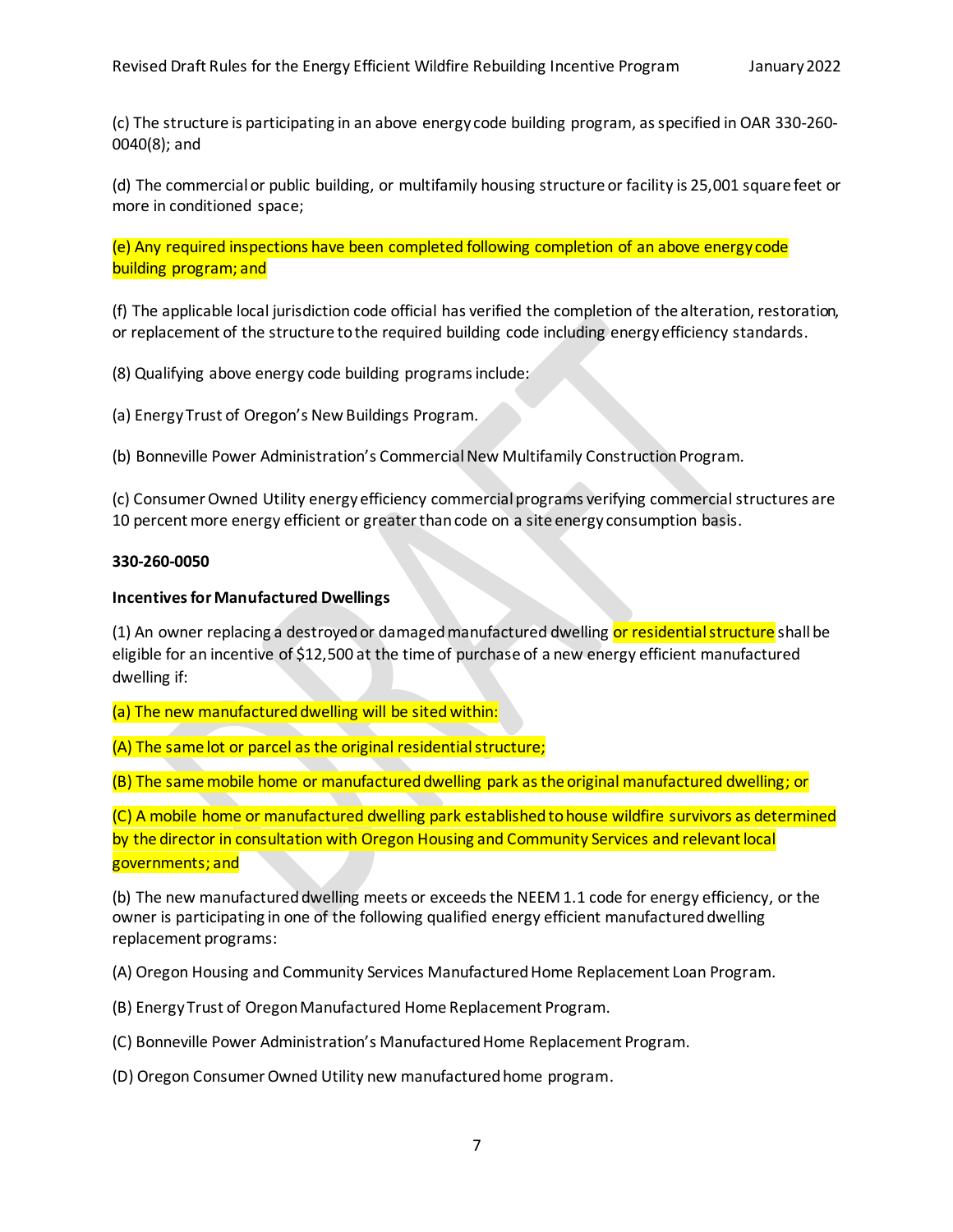(c) The structure is participating in an above energy code building program, as specified in OAR 330-260-0040(8); and

(d) The commercial or public building, or multifamily housing structure or facility is 25,001 square feet or more in conditioned space;

(e) Any required inspections have been completed following completion of an above energy code building program; and

(f) The applicable local jurisdiction code official has verified the completion of the alteration, restoration, or replacement of the structure to the required building code including energy efficiency standards.

(8) Qualifying above energy code building programs include:

(a) Energy Trust of Oregon's New Buildings Program.

(b) Bonneville Power Administration's Commercial New Multifamily Construction Program.

(c) Consumer Owned Utility energy efficiency commercial programs verifying commercial structures are 10 percent more energy efficient or greater than code on a site energy consumption basis.

**330-260-0050**

**Incentives for Manufactured Dwellings**

(1) An owner replacing a destroyed or damaged manufactured dwelling or residential structure shall be eligible for an incentive of $12,500 at the time of purchase of a new energy efficient manufactured dwelling if:

(a) The new manufactured dwelling will be sited within:

(A) The same lot or parcel as the original residential structure;

(B) The same mobile home or manufactured dwelling park as the original manufactured dwelling; or

(C) A mobile home or manufactured dwelling park established to house wildfire survivors as determined by the director in consultation with Oregon Housing and Community Services and relevant local governments; and

(b) The new manufactured dwelling meets or exceeds the NEEM 1.1 code for energy efficiency, or the owner is participating in one of the following qualified energy efficient manufactured dwelling replacement programs:

(A) Oregon Housing and Community Services Manufactured Home Replacement Loan Program.

(B) Energy Trust of Oregon Manufactured Home Replacement Program.

(C) Bonneville Power Administration's Manufactured Home Replacement Program.

(D) Oregon Consumer Owned Utility new manufactured home program.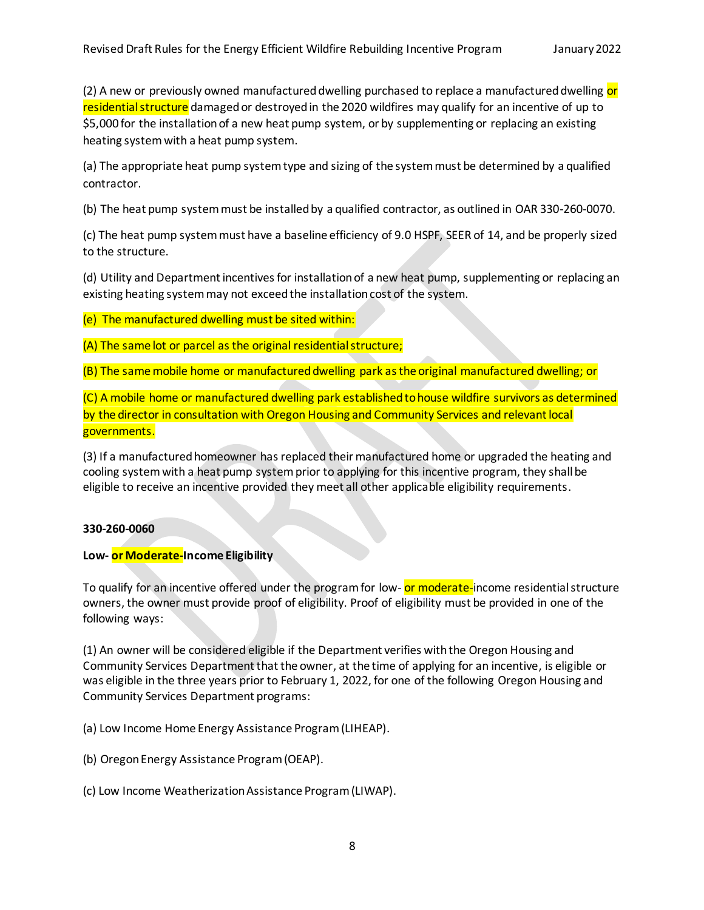(2) A new or previously owned manufactured dwelling purchased to replace a manufactured dwelling or residential structure damaged or destroyed in the 2020 wildfires may qualify for an incentive of up to $5,000 for the installation of a new heat pump system, or by supplementing or replacing an existing heating system with a heat pump system.

(a) The appropriate heat pump system type and sizing of the system must be determined by a qualified contractor.

(b) The heat pump system must be installed by a qualified contractor, as outlined in OAR 330-260-0070.

(c) The heat pump system must have a baseline efficiency of 9.0 HSPF, SEER of 14, and be properly sized to the structure.

(d) Utility and Department incentives for installation of a new heat pump, supplementing or replacing an existing heating system may not exceed the installation cost of the system.

(e) The manufactured dwelling must be sited within:

(A) The same lot or parcel as the original residential structure;

(B) The same mobile home or manufactured dwelling park as the original manufactured dwelling; or

(C) A mobile home or manufactured dwelling park established to house wildfire survivors as determined by the director in consultation with Oregon Housing and Community Services and relevant local governments.

(3) If a manufactured homeowner has replaced their manufactured home or upgraded the heating and cooling system with a heat pump system prior to applying for this incentive program, they shall be eligible to receive an incentive provided they meet all other applicable eligibility requirements.

**330-260-0060**

**Low- or Moderate-Income Eligibility**

To qualify for an incentive offered under the program for low- or moderate-income residential structure owners, the owner must provide proof of eligibility. Proof of eligibility must be provided in one of the following ways:

(1) An owner will be considered eligible if the Department verifies with the Oregon Housing and Community Services Department that the owner, at the time of applying for an incentive, is eligible or was eligible in the three years prior to February 1, 2022, for one of the following Oregon Housing and Community Services Department programs:

(a) Low Income Home Energy Assistance Program (LIHEAP).

(b) Oregon Energy Assistance Program (OEAP).

(c) Low Income Weatherization Assistance Program (LIWAP).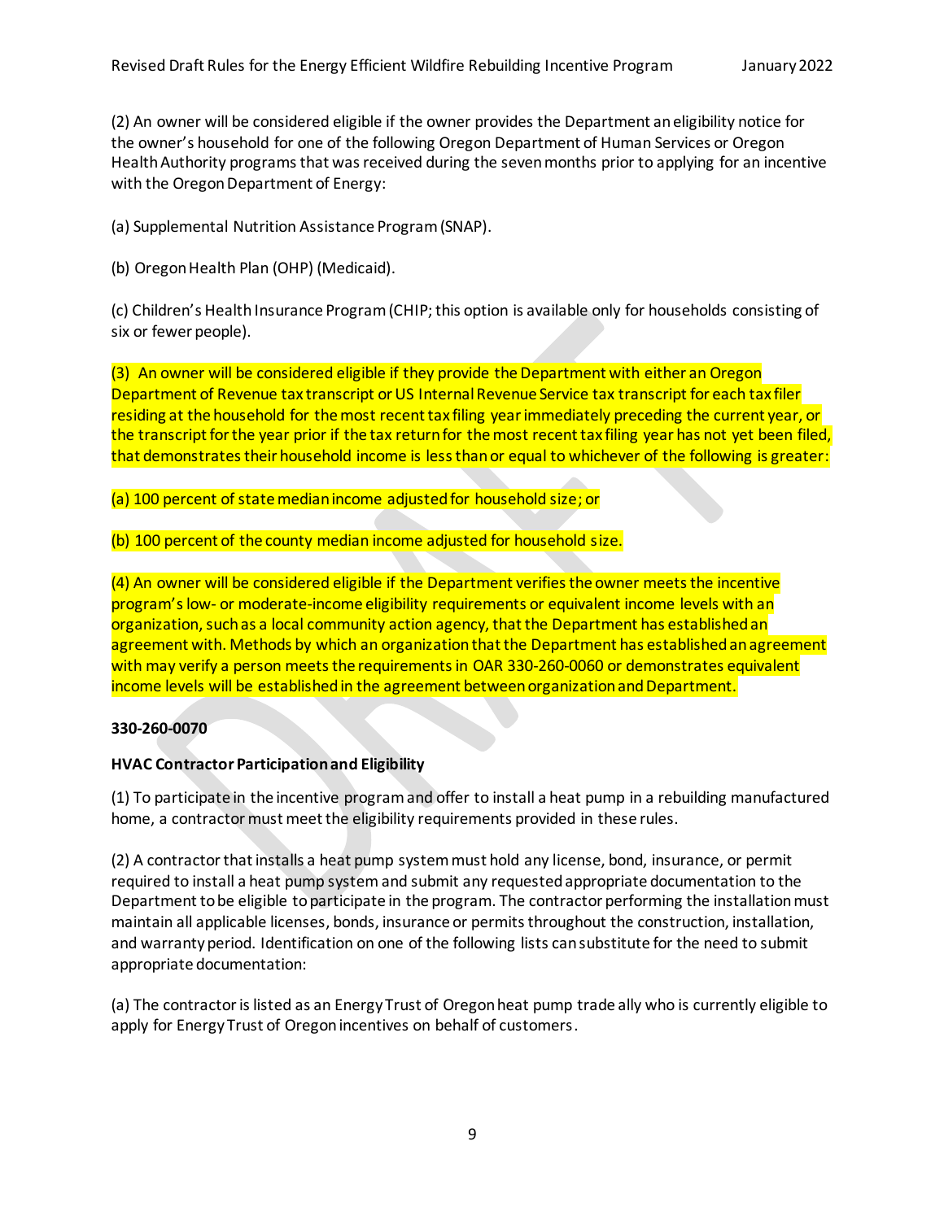(2) An owner will be considered eligible if the owner provides the Department an eligibility notice for the owner's household for one of the following Oregon Department of Human Services or Oregon Health Authority programs that was received during the seven months prior to applying for an incentive with the Oregon Department of Energy:

(a) Supplemental Nutrition Assistance Program (SNAP).

(b) Oregon Health Plan (OHP) (Medicaid).

(c) Children's Health Insurance Program (CHIP; this option is available only for households consisting of six or fewer people).

(3) An owner will be considered eligible if they provide the Department with either an Oregon Department of Revenue tax transcript or US Internal Revenue Service tax transcript for each tax filer residing at the household for the most recent tax filing year immediately preceding the current year, or the transcript for the year prior if the tax return for the most recent tax filing year has not yet been filed, that demonstrates their household income is less than or equal to whichever of the following is greater:

(a) 100 percent of state median income adjusted for household size; or

(b) 100 percent of the county median income adjusted for household size.

(4) An owner will be considered eligible if the Department verifies the owner meets the incentive program's low- or moderate-income eligibility requirements or equivalent income levels with an organization, such as a local community action agency, that the Department has established an agreement with. Methods by which an organization that the Department has established an agreement with may verify a person meets the requirements in OAR 330-260-0060 or demonstrates equivalent income levels will be established in the agreement between organization and Department.

**330-260-0070**

**HVAC Contractor Participation and Eligibility**

(1) To participate in the incentive program and offer to install a heat pump in a rebuilding manufactured home, a contractor must meet the eligibility requirements provided in these rules.

(2) A contractor that installs a heat pump system must hold any license, bond, insurance, or permit required to install a heat pump system and submit any requested appropriate documentation to the Department to be eligible to participate in the program. The contractor performing the installation must maintain all applicable licenses, bonds, insurance or permits throughout the construction, installation, and warranty period. Identification on one of the following lists can substitute for the need to submit appropriate documentation:

(a) The contractor is listed as an Energy Trust of Oregon heat pump trade ally who is currently eligible to apply for Energy Trust of Oregon incentives on behalf of customers.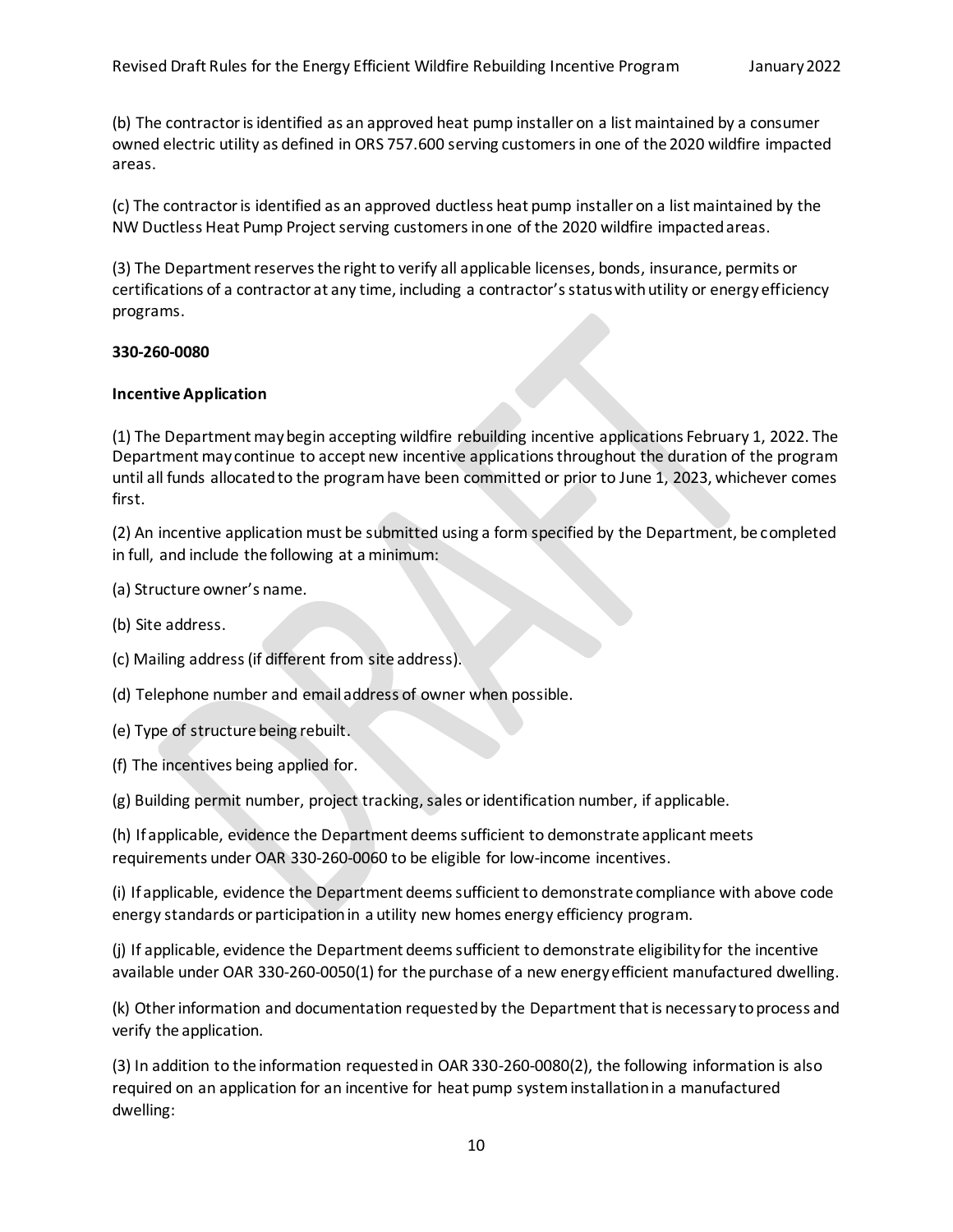(b) The contractor is identified as an approved heat pump installer on a list maintained by a consumer owned electric utility as defined in ORS 757.600 serving customers in one of the 2020 wildfire impacted areas.

(c) The contractor is identified as an approved ductless heat pump installer on a list maintained by the NW Ductless Heat Pump Project serving customers in one of the 2020 wildfire impacted areas.

(3) The Department reserves the right to verify all applicable licenses, bonds, insurance, permits or certifications of a contractor at any time, including a contractor's status with utility or energy efficiency programs.

**330-260-0080**

**Incentive Application**

(1) The Department may begin accepting wildfire rebuilding incentive applications February 1, 2022. The Department may continue to accept new incentive applications throughout the duration of the program until all funds allocated to the program have been committed or prior to June 1, 2023, whichever comes first.

(2) An incentive application must be submitted using a form specified by the Department, be completed in full, and include the following at a minimum:

(a) Structure owner's name.

(b) Site address.

(c) Mailing address (if different from site address).

(d) Telephone number and email address of owner when possible.

(e) Type of structure being rebuilt.

(f) The incentives being applied for.

(g) Building permit number, project tracking, sales or identification number, if applicable.

(h) If applicable, evidence the Department deems sufficient to demonstrate applicant meets requirements under OAR 330-260-0060 to be eligible for low-income incentives.

(i) If applicable, evidence the Department deems sufficient to demonstrate compliance with above code energy standards or participation in a utility new homes energy efficiency program.

(j) If applicable, evidence the Department deems sufficient to demonstrate eligibility for the incentive available under OAR 330-260-0050(1) for the purchase of a new energy efficient manufactured dwelling.

(k) Other information and documentation requested by the Department that is necessary to process and verify the application.

(3) In addition to the information requested in OAR 330-260-0080(2), the following information is also required on an application for an incentive for heat pump system installation in a manufactured dwelling: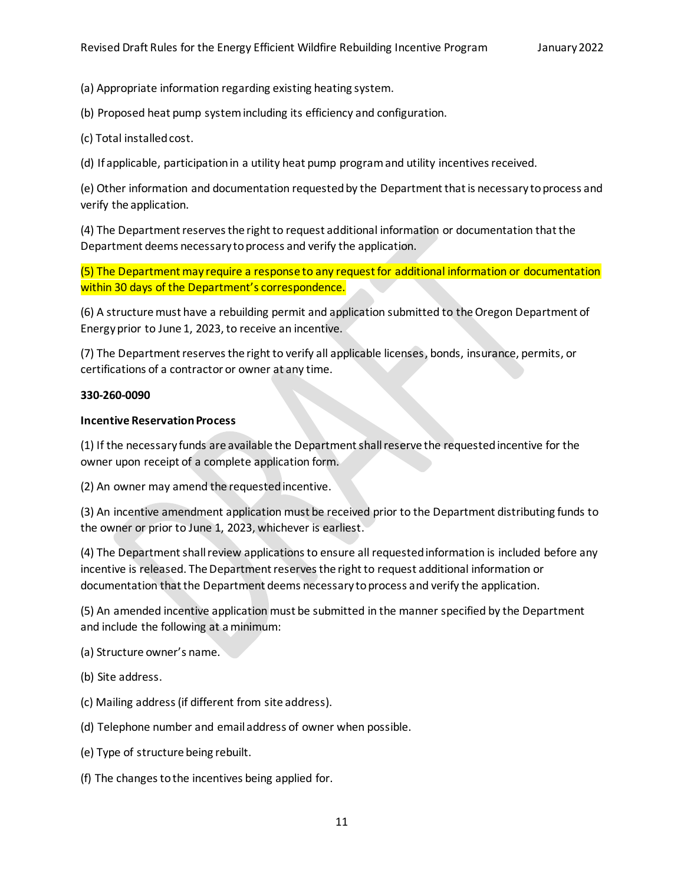(a) Appropriate information regarding existing heating system.

(b) Proposed heat pump system including its efficiency and configuration.

(c) Total installed cost.

(d) If applicable, participation in a utility heat pump program and utility incentives received.

(e) Other information and documentation requested by the Department that is necessary to process and verify the application.

(4) The Department reserves the right to request additional information or documentation that the Department deems necessary to process and verify the application.

(5) The Department may require a response to any request for additional information or documentation within 30 days of the Department's correspondence.

(6) A structure must have a rebuilding permit and application submitted to the Oregon Department of Energy prior to June 1, 2023, to receive an incentive.

(7) The Department reserves the right to verify all applicable licenses, bonds, insurance, permits, or certifications of a contractor or owner at any time.

**330-260-0090**

**Incentive Reservation Process**

(1) If the necessary funds are available the Department shall reserve the requested incentive for the owner upon receipt of a complete application form.

(2) An owner may amend the requested incentive.

(3) An incentive amendment application must be received prior to the Department distributing funds to the owner or prior to June 1, 2023, whichever is earliest.

(4) The Department shall review applications to ensure all requested information is included before any incentive is released. The Department reserves the right to request additional information or documentation that the Department deems necessary to process and verify the application.

(5) An amended incentive application must be submitted in the manner specified by the Department and include the following at a minimum:

(a) Structure owner's name.

(b) Site address.

(c) Mailing address (if different from site address).

(d) Telephone number and email address of owner when possible.

(e) Type of structure being rebuilt.

(f) The changes to the incentives being applied for.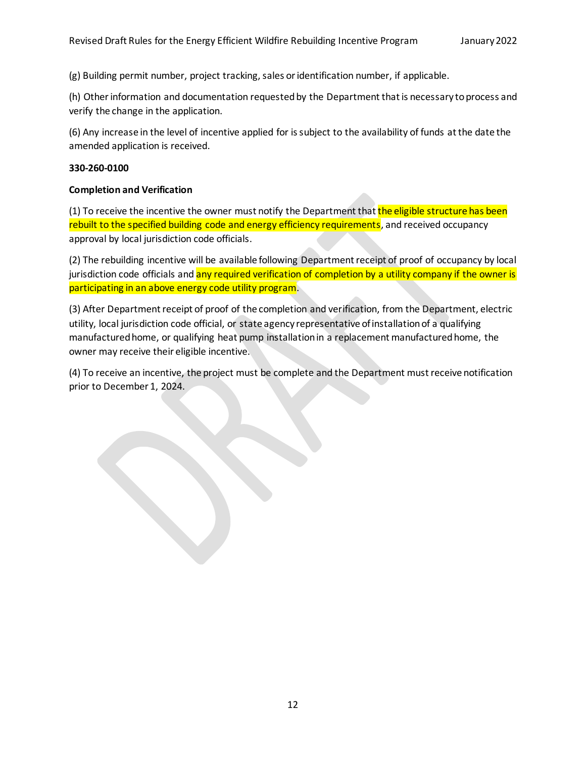(g) Building permit number, project tracking, sales or identification number, if applicable.

(h) Other information and documentation requested by the Department that is necessary to process and verify the change in the application.

(6) Any increase in the level of incentive applied for is subject to the availability of funds at the date the amended application is received.

**330-260-0100**

**Completion and Verification**

(1) To receive the incentive the owner must notify the Department that the eligible structure has been rebuilt to the specified building code and energy efficiency requirements, and received occupancy approval by local jurisdiction code officials.

(2) The rebuilding incentive will be available following Department receipt of proof of occupancy by local jurisdiction code officials and any required verification of completion by a utility company if the owner is participating in an above energy code utility program.

(3) After Department receipt of proof of the completion and verification, from the Department, electric utility, local jurisdiction code official, or state agency representative of installation of a qualifying manufactured home, or qualifying heat pump installation in a replacement manufactured home, the owner may receive their eligible incentive.

(4) To receive an incentive, the project must be complete and the Department must receive notification prior to December 1, 2024.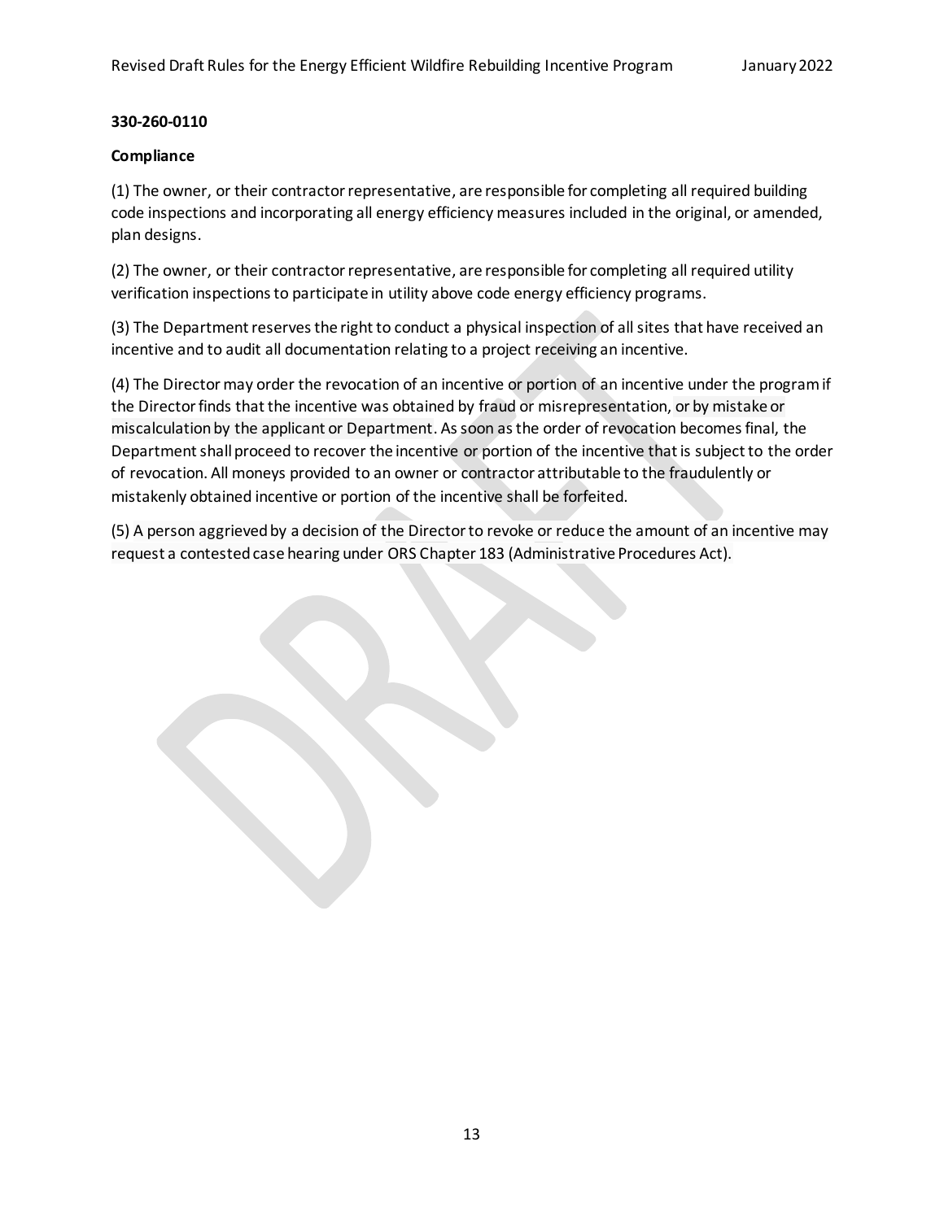**330-260-0110**

**Compliance**

(1) The owner, or their contractor representative, are responsible for completing all required building code inspections and incorporating all energy efficiency measures included in the original, or amended, plan designs.

(2) The owner, or their contractor representative, are responsible for completing all required utility verification inspections to participate in utility above code energy efficiency programs.

(3) The Department reserves the right to conduct a physical inspection of all sites that have received an incentive and to audit all documentation relating to a project receiving an incentive.

(4) The Director may order the revocation of an incentive or portion of an incentive under the program if the Director finds that the incentive was obtained by fraud or misrepresentation, or by mistake or miscalculation by the applicant or Department. As soon as the order of revocation becomes final, the Department shall proceed to recover the incentive or portion of the incentive that is subject to the order of revocation. All moneys provided to an owner or contractor attributable to the fraudulently or mistakenly obtained incentive or portion of the incentive shall be forfeited.

(5) A person aggrieved by a decision of the Director to revoke or reduce the amount of an incentive may request a contested case hearing under ORS Chapter 183 (Administrative Procedures Act).